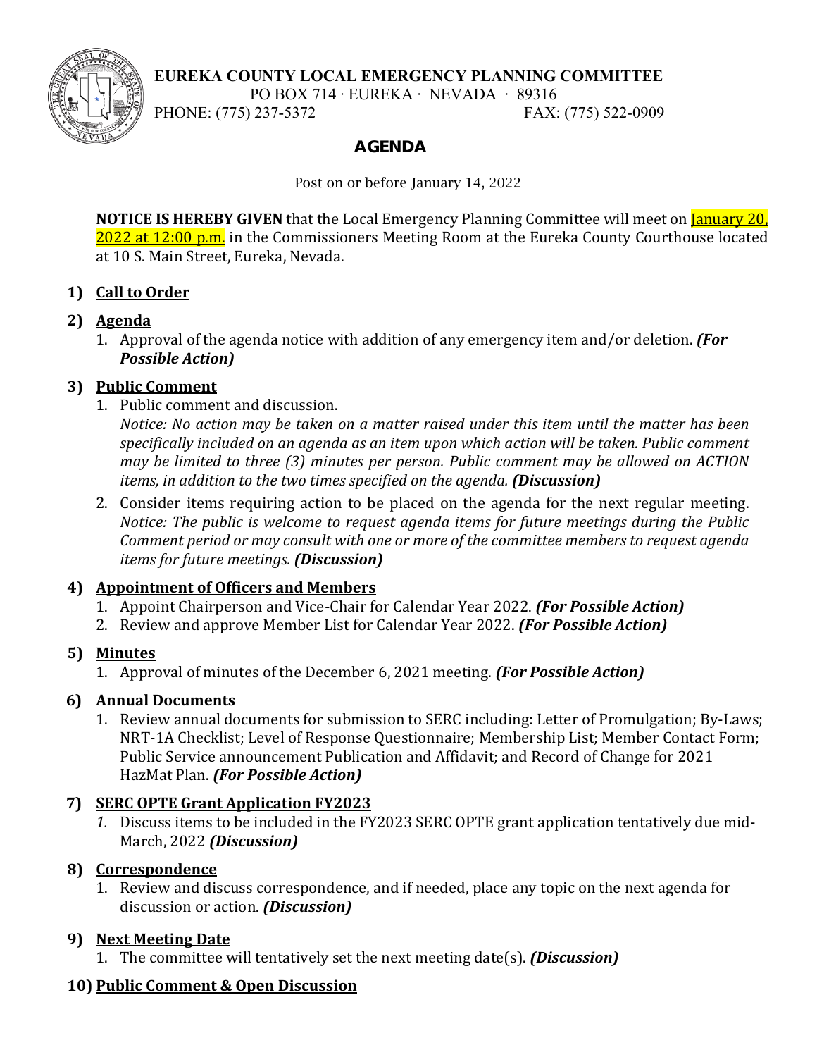**EUREKA COUNTY LOCAL EMERGENCY PLANNING COMMITTEE**
PO BOX 714 · EUREKA · NEVADA · 89316
PHONE: (775) 237-5372 FAX: (775) 522-0909

# AGENDA

Post on or before January 14, 2022

**NOTICE IS HEREBY GIVEN** that the Local Emergency Planning Committee will meet on January 20, 2022 at 12:00 p.m. in the Commissioners Meeting Room at the Eureka County Courthouse located at 10 S. Main Street, Eureka, Nevada.

## 1) Call to Order

## 2) Agenda

1. Approval of the agenda notice with addition of any emergency item and/or deletion. ***(For Possible Action)***

## 3) Public Comment

1. Public comment and discussion.
   *Notice: No action may be taken on a matter raised under this item until the matter has been specifically included on an agenda as an item upon which action will be taken. Public comment may be limited to three (3) minutes per person. Public comment may be allowed on ACTION items, in addition to the two times specified on the agenda.* ***(Discussion)***
2. Consider items requiring action to be placed on the agenda for the next regular meeting. *Notice: The public is welcome to request agenda items for future meetings during the Public Comment period or may consult with one or more of the committee members to request agenda items for future meetings.* ***(Discussion)***

## 4) Appointment of Officers and Members

1. Appoint Chairperson and Vice-Chair for Calendar Year 2022. ***(For Possible Action)***
2. Review and approve Member List for Calendar Year 2022. ***(For Possible Action)***

## 5) Minutes

1. Approval of minutes of the December 6, 2021 meeting. ***(For Possible Action)***

## 6) Annual Documents

1. Review annual documents for submission to SERC including: Letter of Promulgation; By-Laws; NRT-1A Checklist; Level of Response Questionnaire; Membership List; Member Contact Form; Public Service announcement Publication and Affidavit; and Record of Change for 2021 HazMat Plan. ***(For Possible Action)***

## 7) SERC OPTE Grant Application FY2023

1. Discuss items to be included in the FY2023 SERC OPTE grant application tentatively due mid-March, 2022 ***(Discussion)***

## 8) Correspondence

1. Review and discuss correspondence, and if needed, place any topic on the next agenda for discussion or action. ***(Discussion)***

## 9) Next Meeting Date

1. The committee will tentatively set the next meeting date(s). ***(Discussion)***

## 10) Public Comment & Open Discussion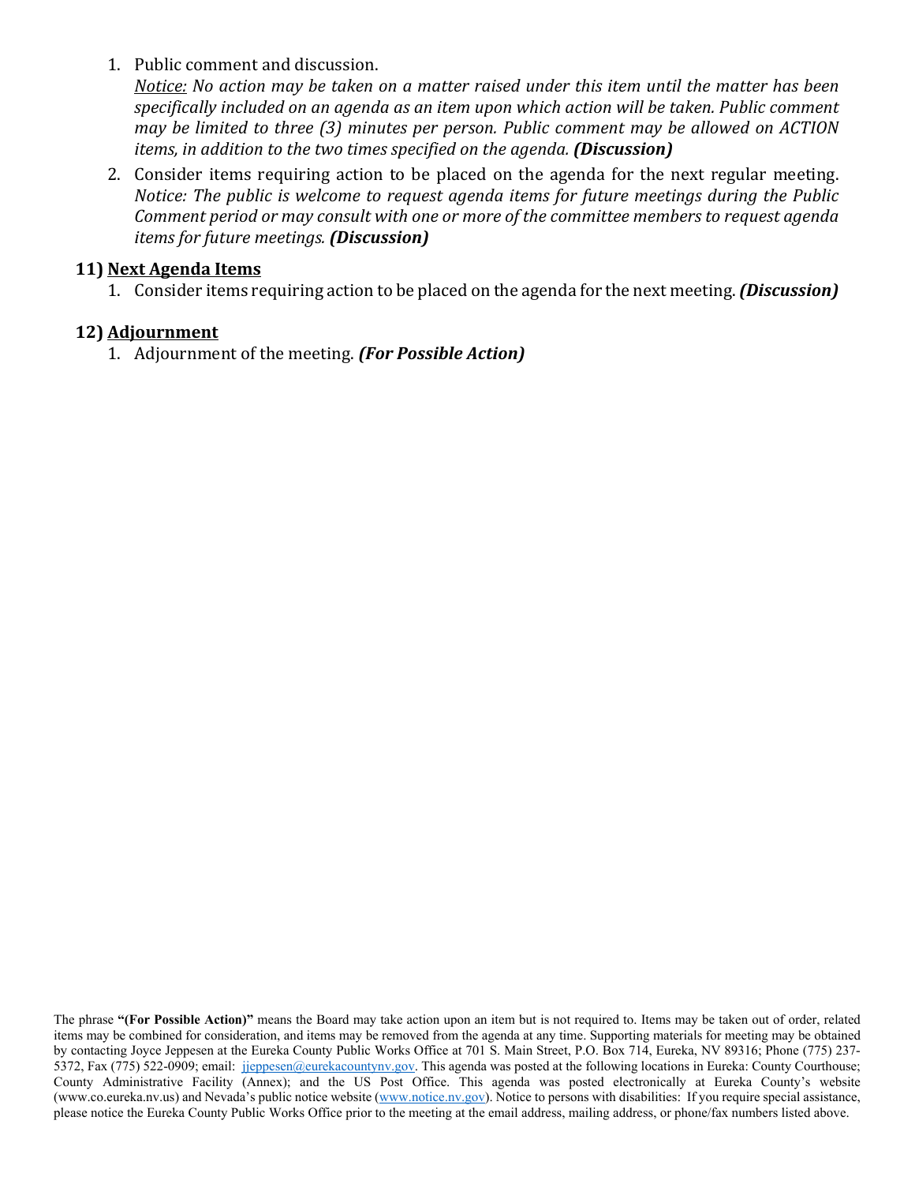1. Public comment and discussion.
   *<u>Notice:</u> No action may be taken on a matter raised under this item until the matter has been specifically included on an agenda as an item upon which action will be taken. Public comment may be limited to three (3) minutes per person. Public comment may be allowed on ACTION items, in addition to the two times specified on the agenda.* ***(Discussion)***
2. Consider items requiring action to be placed on the agenda for the next regular meeting. *Notice: The public is welcome to request agenda items for future meetings during the Public Comment period or may consult with one or more of the committee members to request agenda items for future meetings.* ***(Discussion)***

**11) <u>Next Agenda Items</u>**

1. Consider items requiring action to be placed on the agenda for the next meeting. ***(Discussion)***

**12) <u>Adjournment</u>**

1. Adjournment of the meeting. ***(For Possible Action)***

The phrase **"(For Possible Action)"** means the Board may take action upon an item but is not required to. Items may be taken out of order, related items may be combined for consideration, and items may be removed from the agenda at any time. Supporting materials for meeting may be obtained by contacting Joyce Jeppesen at the Eureka County Public Works Office at 701 S. Main Street, P.O. Box 714, Eureka, NV 89316; Phone (775) 237-5372, Fax (775) 522-0909; email: jjeppesen@eurekacountynv.gov. This agenda was posted at the following locations in Eureka: County Courthouse; County Administrative Facility (Annex); and the US Post Office. This agenda was posted electronically at Eureka County's website (www.co.eureka.nv.us) and Nevada's public notice website (www.notice.nv.gov). Notice to persons with disabilities: If you require special assistance, please notice the Eureka County Public Works Office prior to the meeting at the email address, mailing address, or phone/fax numbers listed above.